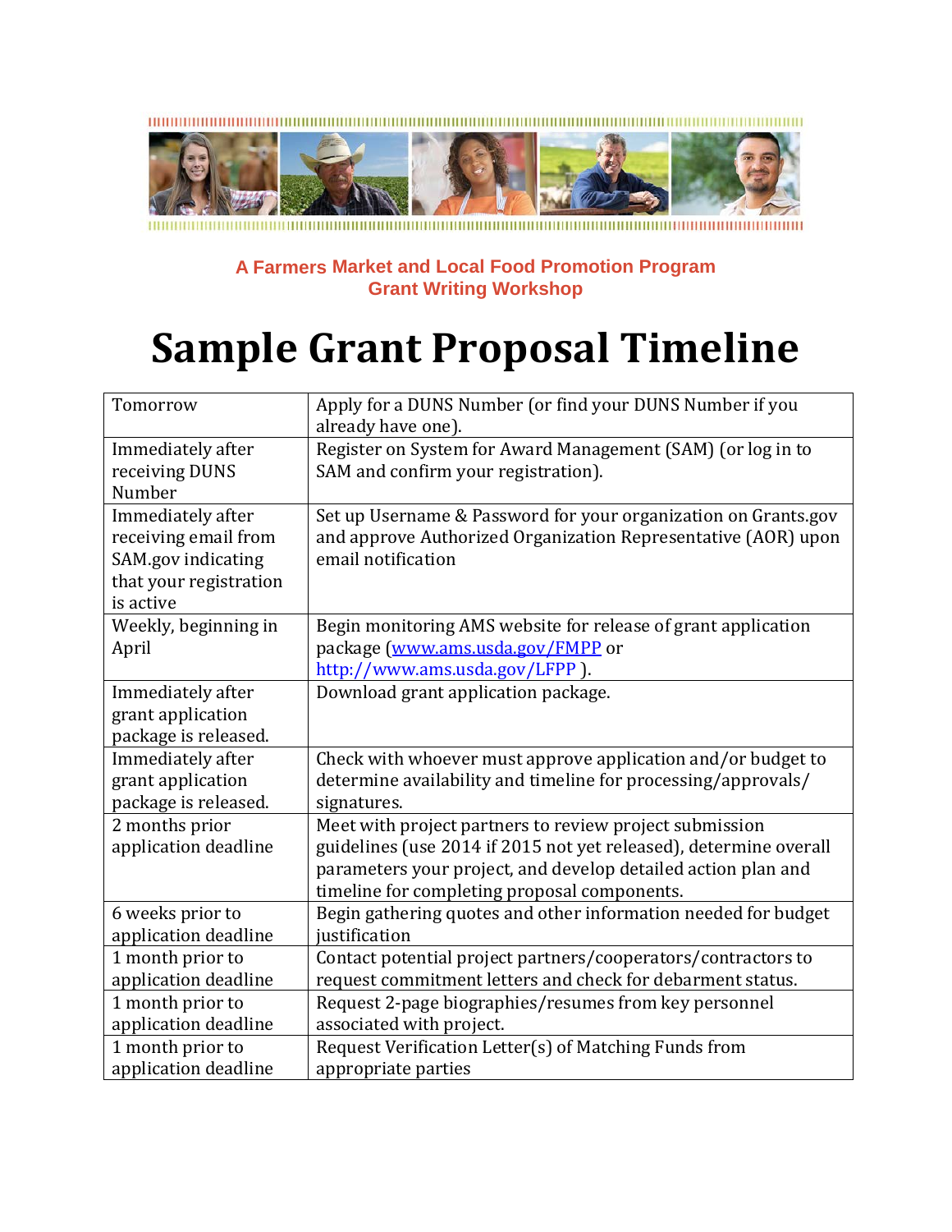A Farmers Market and Local Food Promotion Program
Grant Writing Workshop

# Sample Grant Proposal Timeline

| | |
|---|---|
| Tomorrow | Apply for a DUNS Number (or find your DUNS Number if you already have one). |
| Immediately after receiving DUNS Number | Register on System for Award Management (SAM) (or log in to SAM and confirm your registration). |
| Immediately after receiving email from SAM.gov indicating that your registration is active | Set up Username & Password for your organization on Grants.gov and approve Authorized Organization Representative (AOR) upon email notification |
| Weekly, beginning in April | Begin monitoring AMS website for release of grant application package (www.ams.usda.gov/FMPP or http://www.ams.usda.gov/LFPP ). |
| Immediately after grant application package is released. | Download grant application package. |
| Immediately after grant application package is released. | Check with whoever must approve application and/or budget to determine availability and timeline for processing/approvals/ signatures. |
| 2 months prior application deadline | Meet with project partners to review project submission guidelines (use 2014 if 2015 not yet released), determine overall parameters your project, and develop detailed action plan and timeline for completing proposal components. |
| 6 weeks prior to application deadline | Begin gathering quotes and other information needed for budget justification |
| 1 month prior to application deadline | Contact potential project partners/cooperators/contractors to request commitment letters and check for debarment status. |
| 1 month prior to application deadline | Request 2-page biographies/resumes from key personnel associated with project. |
| 1 month prior to application deadline | Request Verification Letter(s) of Matching Funds from appropriate parties |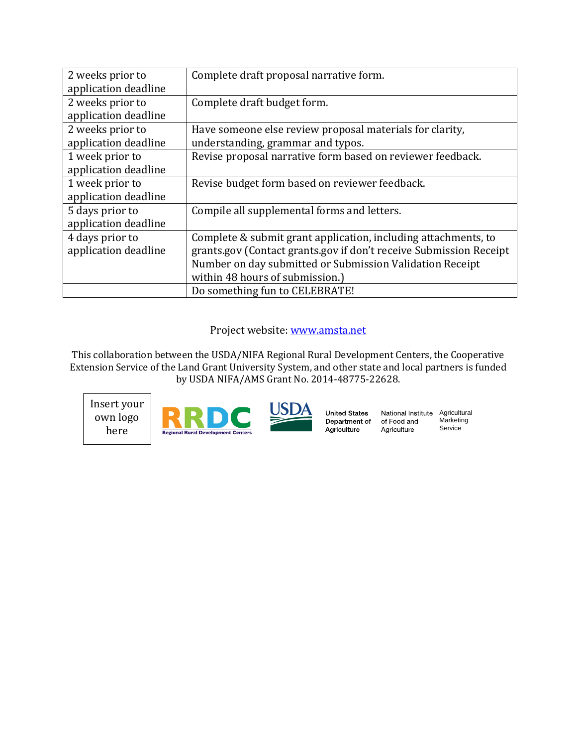| | |
|---|---|
| 2 weeks prior to application deadline | Complete draft proposal narrative form. |
| 2 weeks prior to application deadline | Complete draft budget form. |
| 2 weeks prior to application deadline | Have someone else review proposal materials for clarity, understanding, grammar and typos. |
| 1 week prior to application deadline | Revise proposal narrative form based on reviewer feedback. |
| 1 week prior to application deadline | Revise budget form based on reviewer feedback. |
| 5 days prior to application deadline | Compile all supplemental forms and letters. |
| 4 days prior to application deadline | Complete & submit grant application, including attachments, to grants.gov (Contact grants.gov if don't receive Submission Receipt Number on day submitted or Submission Validation Receipt within 48 hours of submission.) |
| | Do something fun to CELEBRATE! |

Project website: [www.amsta.net](http://www.amsta.net)

This collaboration between the USDA/NIFA Regional Rural Development Centers, the Cooperative Extension Service of the Land Grant University System, and other state and local partners is funded by USDA NIFA/AMS Grant No. 2014-48775-22628.

Insert your own logo here

RRDC Regional Rural Development Centers

USDA United States Department of Agriculture National Institute of Food and Agriculture Agricultural Marketing Service